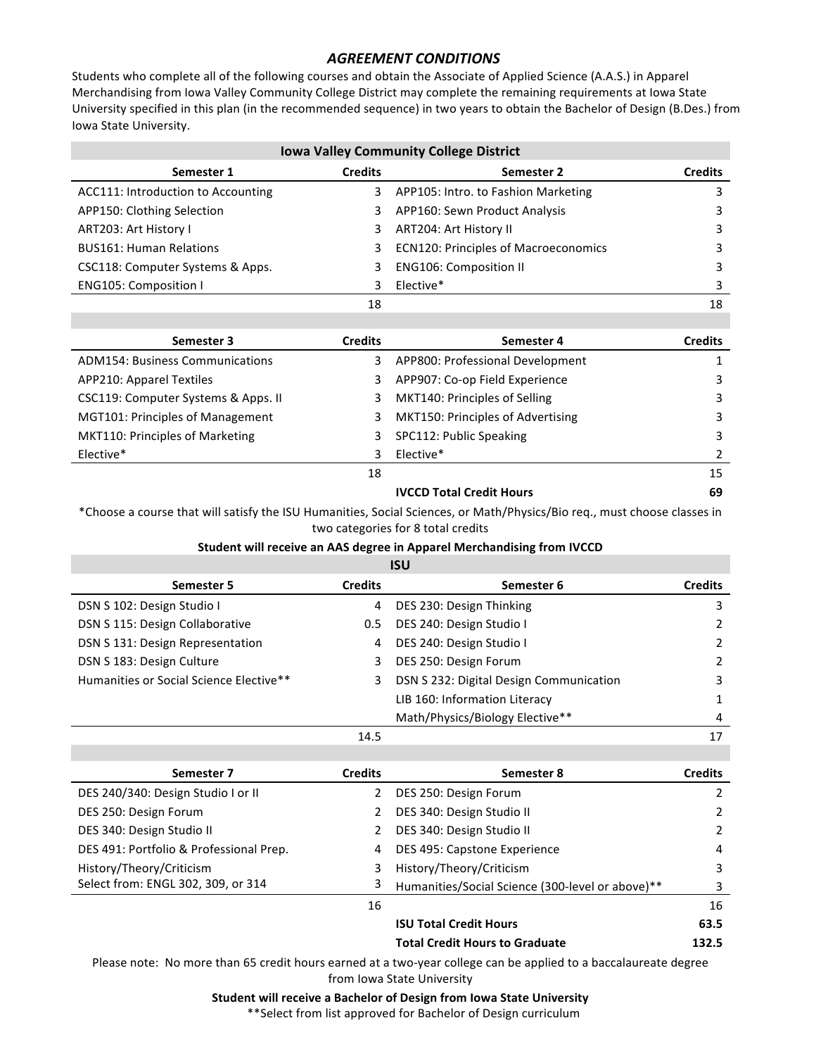## *AGREEMENT CONDITIONS*

Students who complete all of the following courses and obtain the Associate of Applied Science (A.A.S.) in Apparel Merchandising from Iowa Valley Community College District may complete the remaining requirements at Iowa State University specified in this plan (in the recommended sequence) in two years to obtain the Bachelor of Design (B.Des.) from Iowa State University.

### Iowa Valley Community College District

| Semester 1 | Credits | Semester 2 | Credits |
|---|---|---|---|
| ACC111: Introduction to Accounting | 3 | APP105: Intro. to Fashion Marketing | 3 |
| APP150: Clothing Selection | 3 | APP160: Sewn Product Analysis | 3 |
| ART203: Art History I | 3 | ART204: Art History II | 3 |
| BUS161: Human Relations | 3 | ECN120: Principles of Macroeconomics | 3 |
| CSC118: Computer Systems & Apps. | 3 | ENG106: Composition II | 3 |
| ENG105: Composition I | 3 | Elective* | 3 |
| | 18 | | 18 |

| Semester 3 | Credits | Semester 4 | Credits |
|---|---|---|---|
| ADM154: Business Communications | 3 | APP800: Professional Development | 1 |
| APP210: Apparel Textiles | 3 | APP907: Co-op Field Experience | 3 |
| CSC119: Computer Systems & Apps. II | 3 | MKT140: Principles of Selling | 3 |
| MGT101: Principles of Management | 3 | MKT150: Principles of Advertising | 3 |
| MKT110: Principles of Marketing | 3 | SPC112: Public Speaking | 3 |
| Elective* | 3 | Elective* | 2 |
| | 18 | | 15 |
| | | **IVCCD Total Credit Hours** | **69** |

*Choose a course that will satisfy the ISU Humanities, Social Sciences, or Math/Physics/Bio req., must choose classes in two categories for 8 total credits

**Student will receive an AAS degree in Apparel Merchandising from IVCCD**

### ISU

| Semester 5 | Credits | Semester 6 | Credits |
|---|---|---|---|
| DSN S 102: Design Studio I | 4 | DES 230: Design Thinking | 3 |
| DSN S 115: Design Collaborative | 0.5 | DES 240: Design Studio I | 2 |
| DSN S 131: Design Representation | 4 | DES 240: Design Studio I | 2 |
| DSN S 183: Design Culture | 3 | DES 250: Design Forum | 2 |
| Humanities or Social Science Elective** | 3 | DSN S 232: Digital Design Communication | 3 |
| | | LIB 160: Information Literacy | 1 |
| | | Math/Physics/Biology Elective** | 4 |
| | 14.5 | | 17 |

| Semester 7 | Credits | Semester 8 | Credits |
|---|---|---|---|
| DES 240/340: Design Studio I or II | 2 | DES 250: Design Forum | 2 |
| DES 250: Design Forum | 2 | DES 340: Design Studio II | 2 |
| DES 340: Design Studio II | 2 | DES 340: Design Studio II | 2 |
| DES 491: Portfolio & Professional Prep. | 4 | DES 495: Capstone Experience | 4 |
| History/Theory/Criticism | 3 | History/Theory/Criticism | 3 |
| Select from: ENGL 302, 309, or 314 | 3 | Humanities/Social Science (300-level or above)** | 3 |
| | 16 | | 16 |
| | | **ISU Total Credit Hours** | **63.5** |
| | | **Total Credit Hours to Graduate** | **132.5** |

Please note: No more than 65 credit hours earned at a two-year college can be applied to a baccalaureate degree from Iowa State University

**Student will receive a Bachelor of Design from Iowa State University**

**Select from list approved for Bachelor of Design curriculum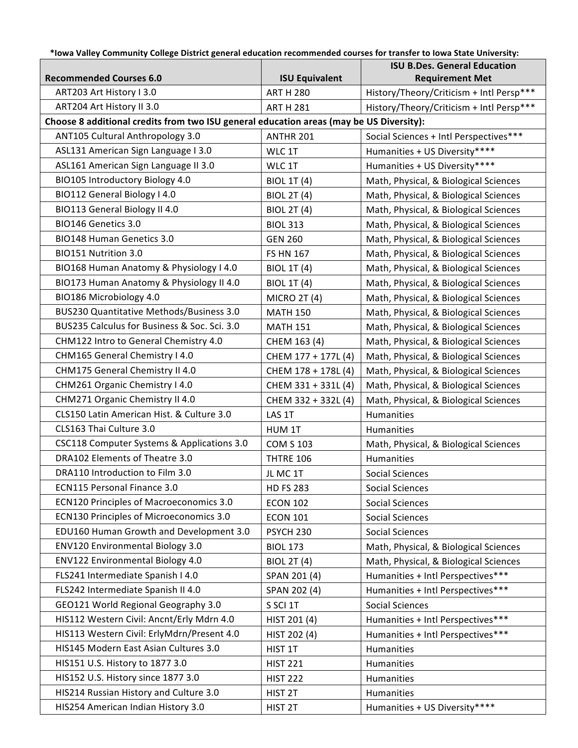**\*Iowa Valley Community College District general education recommended courses for transfer to Iowa State University:**

| Recommended Courses 6.0 | ISU Equivalent | ISU B.Des. General Education Requirement Met |
|---|---|---|
| ART203 Art History I 3.0 | ART H 280 | History/Theory/Criticism + Intl Persp*** |
| ART204 Art History II 3.0 | ART H 281 | History/Theory/Criticism + Intl Persp*** |
| **Choose 8 additional credits from two ISU general education areas (may be US Diversity):** | | |
| ANT105 Cultural Anthropology 3.0 | ANTHR 201 | Social Sciences + Intl Perspectives*** |
| ASL131 American Sign Language I 3.0 | WLC 1T | Humanities + US Diversity**** |
| ASL161 American Sign Language II 3.0 | WLC 1T | Humanities + US Diversity**** |
| BIO105 Introductory Biology 4.0 | BIOL 1T (4) | Math, Physical, & Biological Sciences |
| BIO112 General Biology I 4.0 | BIOL 2T (4) | Math, Physical, & Biological Sciences |
| BIO113 General Biology II 4.0 | BIOL 2T (4) | Math, Physical, & Biological Sciences |
| BIO146 Genetics 3.0 | BIOL 313 | Math, Physical, & Biological Sciences |
| BIO148 Human Genetics 3.0 | GEN 260 | Math, Physical, & Biological Sciences |
| BIO151 Nutrition 3.0 | FS HN 167 | Math, Physical, & Biological Sciences |
| BIO168 Human Anatomy & Physiology I 4.0 | BIOL 1T (4) | Math, Physical, & Biological Sciences |
| BIO173 Human Anatomy & Physiology II 4.0 | BIOL 1T (4) | Math, Physical, & Biological Sciences |
| BIO186 Microbiology 4.0 | MICRO 2T (4) | Math, Physical, & Biological Sciences |
| BUS230 Quantitative Methods/Business 3.0 | MATH 150 | Math, Physical, & Biological Sciences |
| BUS235 Calculus for Business & Soc. Sci. 3.0 | MATH 151 | Math, Physical, & Biological Sciences |
| CHM122 Intro to General Chemistry 4.0 | CHEM 163 (4) | Math, Physical, & Biological Sciences |
| CHM165 General Chemistry I 4.0 | CHEM 177 + 177L (4) | Math, Physical, & Biological Sciences |
| CHM175 General Chemistry II 4.0 | CHEM 178 + 178L (4) | Math, Physical, & Biological Sciences |
| CHM261 Organic Chemistry I 4.0 | CHEM 331 + 331L (4) | Math, Physical, & Biological Sciences |
| CHM271 Organic Chemistry II 4.0 | CHEM 332 + 332L (4) | Math, Physical, & Biological Sciences |
| CLS150 Latin American Hist. & Culture 3.0 | LAS 1T | Humanities |
| CLS163 Thai Culture 3.0 | HUM 1T | Humanities |
| CSC118 Computer Systems & Applications 3.0 | COM S 103 | Math, Physical, & Biological Sciences |
| DRA102 Elements of Theatre 3.0 | THTRE 106 | Humanities |
| DRA110 Introduction to Film 3.0 | JL MC 1T | Social Sciences |
| ECN115 Personal Finance 3.0 | HD FS 283 | Social Sciences |
| ECN120 Principles of Macroeconomics 3.0 | ECON 102 | Social Sciences |
| ECN130 Principles of Microeconomics 3.0 | ECON 101 | Social Sciences |
| EDU160 Human Growth and Development 3.0 | PSYCH 230 | Social Sciences |
| ENV120 Environmental Biology 3.0 | BIOL 173 | Math, Physical, & Biological Sciences |
| ENV122 Environmental Biology 4.0 | BIOL 2T (4) | Math, Physical, & Biological Sciences |
| FLS241 Intermediate Spanish I 4.0 | SPAN 201 (4) | Humanities + Intl Perspectives*** |
| FLS242 Intermediate Spanish II 4.0 | SPAN 202 (4) | Humanities + Intl Perspectives*** |
| GEO121 World Regional Geography 3.0 | S SCI 1T | Social Sciences |
| HIS112 Western Civil: Ancnt/Erly Mdrn 4.0 | HIST 201 (4) | Humanities + Intl Perspectives*** |
| HIS113 Western Civil: ErlyMdrn/Present 4.0 | HIST 202 (4) | Humanities + Intl Perspectives*** |
| HIS145 Modern East Asian Cultures 3.0 | HIST 1T | Humanities |
| HIS151 U.S. History to 1877 3.0 | HIST 221 | Humanities |
| HIS152 U.S. History since 1877 3.0 | HIST 222 | Humanities |
| HIS214 Russian History and Culture 3.0 | HIST 2T | Humanities |
| HIS254 American Indian History 3.0 | HIST 2T | Humanities + US Diversity**** |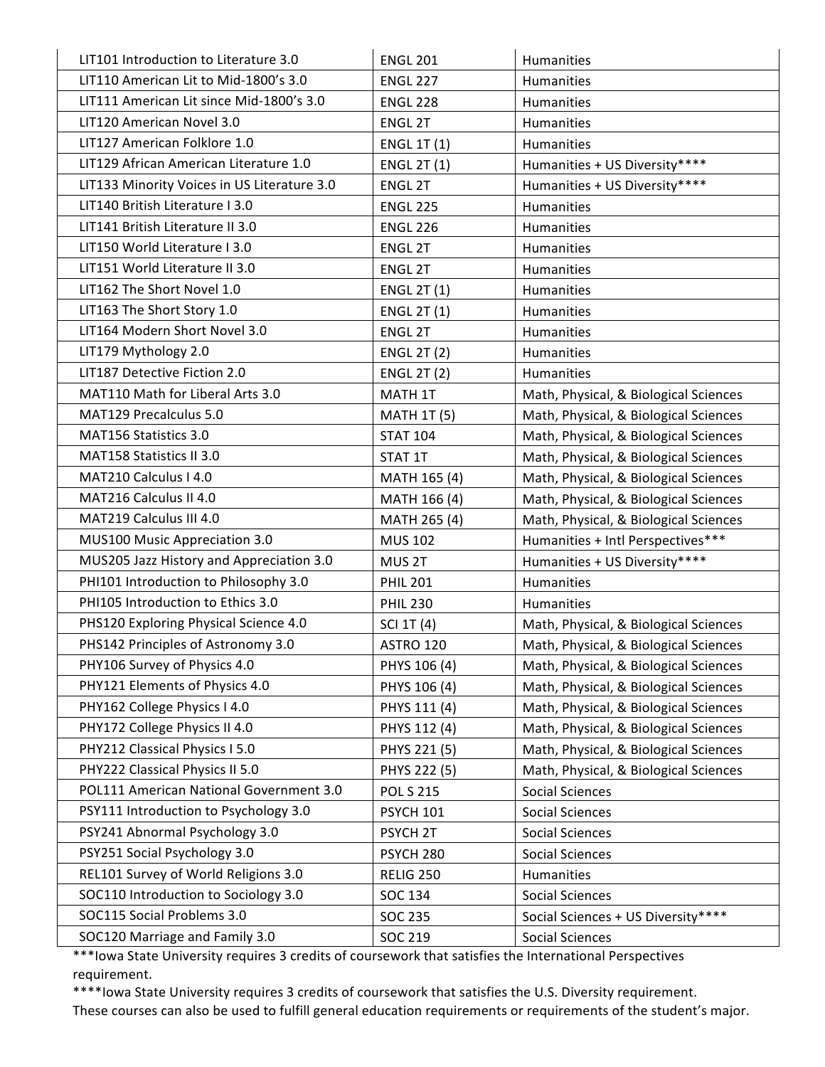| | | |
|---|---|---|
| LIT101 Introduction to Literature 3.0 | ENGL 201 | Humanities |
| LIT110 American Lit to Mid-1800's 3.0 | ENGL 227 | Humanities |
| LIT111 American Lit since Mid-1800's 3.0 | ENGL 228 | Humanities |
| LIT120 American Novel 3.0 | ENGL 2T | Humanities |
| LIT127 American Folklore 1.0 | ENGL 1T (1) | Humanities |
| LIT129 African American Literature 1.0 | ENGL 2T (1) | Humanities + US Diversity**** |
| LIT133 Minority Voices in US Literature 3.0 | ENGL 2T | Humanities + US Diversity**** |
| LIT140 British Literature I 3.0 | ENGL 225 | Humanities |
| LIT141 British Literature II 3.0 | ENGL 226 | Humanities |
| LIT150 World Literature I 3.0 | ENGL 2T | Humanities |
| LIT151 World Literature II 3.0 | ENGL 2T | Humanities |
| LIT162 The Short Novel 1.0 | ENGL 2T (1) | Humanities |
| LIT163 The Short Story 1.0 | ENGL 2T (1) | Humanities |
| LIT164 Modern Short Novel 3.0 | ENGL 2T | Humanities |
| LIT179 Mythology 2.0 | ENGL 2T (2) | Humanities |
| LIT187 Detective Fiction 2.0 | ENGL 2T (2) | Humanities |
| MAT110 Math for Liberal Arts 3.0 | MATH 1T | Math, Physical, & Biological Sciences |
| MAT129 Precalculus 5.0 | MATH 1T (5) | Math, Physical, & Biological Sciences |
| MAT156 Statistics 3.0 | STAT 104 | Math, Physical, & Biological Sciences |
| MAT158 Statistics II 3.0 | STAT 1T | Math, Physical, & Biological Sciences |
| MAT210 Calculus I 4.0 | MATH 165 (4) | Math, Physical, & Biological Sciences |
| MAT216 Calculus II 4.0 | MATH 166 (4) | Math, Physical, & Biological Sciences |
| MAT219 Calculus III 4.0 | MATH 265 (4) | Math, Physical, & Biological Sciences |
| MUS100 Music Appreciation 3.0 | MUS 102 | Humanities + Intl Perspectives*** |
| MUS205 Jazz History and Appreciation 3.0 | MUS 2T | Humanities + US Diversity**** |
| PHI101 Introduction to Philosophy 3.0 | PHIL 201 | Humanities |
| PHI105 Introduction to Ethics 3.0 | PHIL 230 | Humanities |
| PHS120 Exploring Physical Science 4.0 | SCI 1T (4) | Math, Physical, & Biological Sciences |
| PHS142 Principles of Astronomy 3.0 | ASTRO 120 | Math, Physical, & Biological Sciences |
| PHY106 Survey of Physics 4.0 | PHYS 106 (4) | Math, Physical, & Biological Sciences |
| PHY121 Elements of Physics 4.0 | PHYS 106 (4) | Math, Physical, & Biological Sciences |
| PHY162 College Physics I 4.0 | PHYS 111 (4) | Math, Physical, & Biological Sciences |
| PHY172 College Physics II 4.0 | PHYS 112 (4) | Math, Physical, & Biological Sciences |
| PHY212 Classical Physics I 5.0 | PHYS 221 (5) | Math, Physical, & Biological Sciences |
| PHY222 Classical Physics II 5.0 | PHYS 222 (5) | Math, Physical, & Biological Sciences |
| POL111 American National Government 3.0 | POL S 215 | Social Sciences |
| PSY111 Introduction to Psychology 3.0 | PSYCH 101 | Social Sciences |
| PSY241 Abnormal Psychology 3.0 | PSYCH 2T | Social Sciences |
| PSY251 Social Psychology 3.0 | PSYCH 280 | Social Sciences |
| REL101 Survey of World Religions 3.0 | RELIG 250 | Humanities |
| SOC110 Introduction to Sociology 3.0 | SOC 134 | Social Sciences |
| SOC115 Social Problems 3.0 | SOC 235 | Social Sciences + US Diversity**** |
| SOC120 Marriage and Family 3.0 | SOC 219 | Social Sciences |

***Iowa State University requires 3 credits of coursework that satisfies the International Perspectives requirement.

****Iowa State University requires 3 credits of coursework that satisfies the U.S. Diversity requirement. These courses can also be used to fulfill general education requirements or requirements of the student's major.